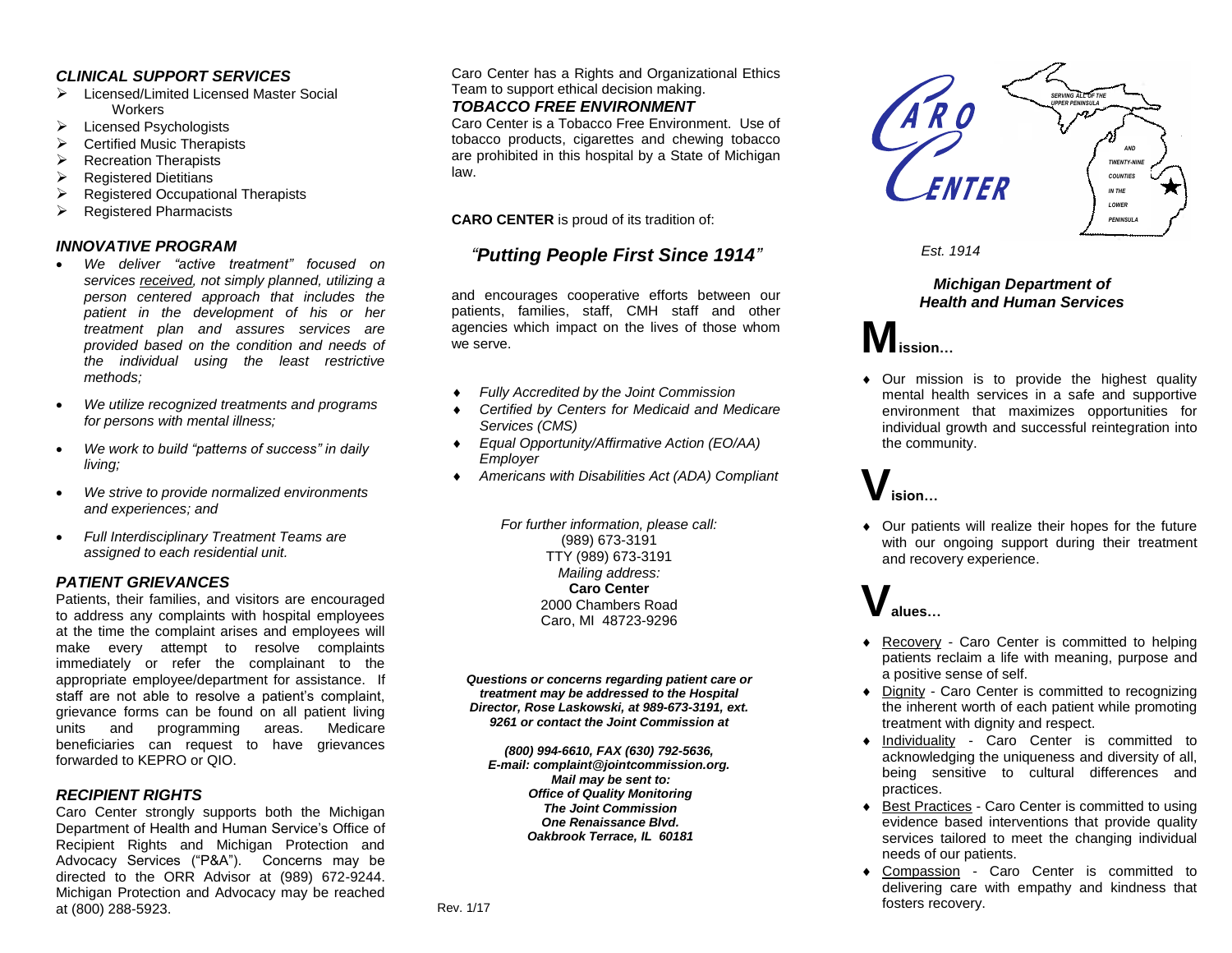### *CLINICAL SUPPORT SERVICES*

- Licensed/Limited Licensed Master Social Workers
- Licensed Psychologists
- Certified Music Therapists
- Recreation Therapists
- Registered Dietitians
- Registered Occupational Therapists
- Registered Pharmacists

### *INNOVATIVE PROGRAM*

- *We deliver "active treatment" focused on services received, not simply planned, utilizing a person centered approach that includes the patient in the development of his or her treatment plan and assures services are provided based on the condition and needs of the individual using the least restrictive methods;*
- *We utilize recognized treatments and programs for persons with mental illness;*
- *We work to build "patterns of success" in daily living;*
- *We strive to provide normalized environments and experiences; and*
- *Full Interdisciplinary Treatment Teams are assigned to each residential unit.*

### *PATIENT GRIEVANCES*

Patients, their families, and visitors are encouraged to address any complaints with hospital employees at the time the complaint arises and employees will make every attempt to resolve complaints immediately or refer the complainant to the appropriate employee/department for assistance. If staff are not able to resolve a patient's complaint, grievance forms can be found on all patient living units and programming areas. Medicare beneficiaries can request to have grievances forwarded to KEPRO or QIO.

### *RECIPIENT RIGHTS*

Caro Center strongly supports both the Michigan Department of Health and Human Service's Office of Recipient Rights and Michigan Protection and Advocacy Services ("P&A"). Concerns may be directed to the ORR Advisor at (989) 672-9244. Michigan Protection and Advocacy may be reached at (800) 288-5923.

Caro Center has a Rights and Organizational Ethics Team to support ethical decision making.

### *TOBACCO FREE ENVIRONMENT*

Caro Center is a Tobacco Free Environment. Use of tobacco products, cigarettes and chewing tobacco are prohibited in this hospital by a State of Michigan law.

**CARO CENTER** is proud of its tradition of:

## *"Putting People First Since 1914"*

and encourages cooperative efforts between our patients, families, staff, CMH staff and other agencies which impact on the lives of those whom we serve.

- *Fully Accredited by the Joint Commission*
- *Certified by Centers for Medicaid and Medicare Services (CMS)*
- *Equal Opportunity/Affirmative Action (EO/AA) Employer*
- *Americans with Disabilities Act (ADA) Compliant*

*For further information, please call:*
(989) 673-3191
TTY (989) 673-3191
*Mailing address:*
**Caro Center**
2000 Chambers Road
Caro, MI 48723-9296

***Questions or concerns regarding patient care or treatment may be addressed to the Hospital Director, Rose Laskowski, at 989-673-3191, ext. 9261 or contact the Joint Commission at***

***(800) 994-6610, FAX (630) 792-5636,***
***E-mail: complaint@jointcommission.org.***
***Mail may be sent to:***
***Office of Quality Monitoring***
***The Joint Commission***
***One Renaissance Blvd.***
***Oakbrook Terrace, IL 60181***

Rev. 1/17

# CARO CENTER

SERVING ALL OF THE UPPER PENINSULA AND TWENTY-NINE COUNTIES IN THE LOWER PENINSULA

*Est. 1914*

### *Michigan Department of Health and Human Services*

## Mission…

- Our mission is to provide the highest quality mental health services in a safe and supportive environment that maximizes opportunities for individual growth and successful reintegration into the community.

## Vision…

- Our patients will realize their hopes for the future with our ongoing support during their treatment and recovery experience.

## Values…

- Recovery - Caro Center is committed to helping patients reclaim a life with meaning, purpose and a positive sense of self.
- Dignity - Caro Center is committed to recognizing the inherent worth of each patient while promoting treatment with dignity and respect.
- Individuality - Caro Center is committed to acknowledging the uniqueness and diversity of all, being sensitive to cultural differences and practices.
- Best Practices - Caro Center is committed to using evidence based interventions that provide quality services tailored to meet the changing individual needs of our patients.
- Compassion - Caro Center is committed to delivering care with empathy and kindness that fosters recovery.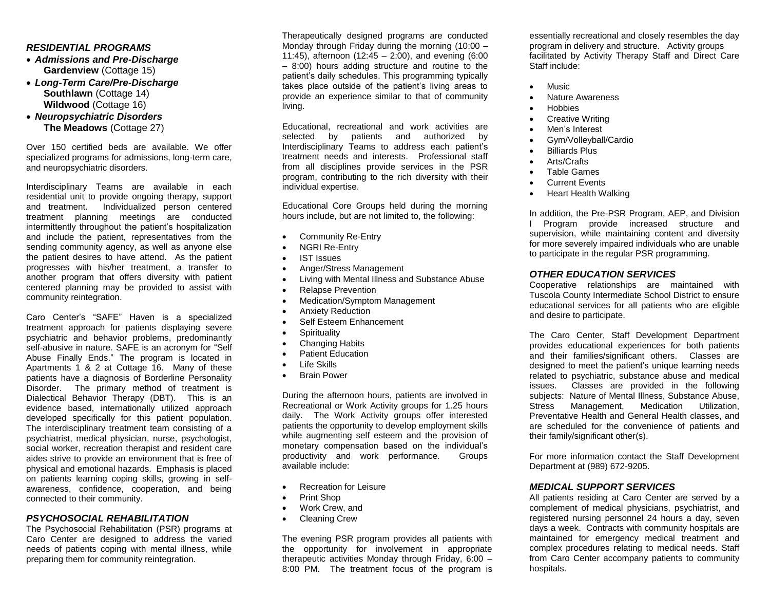### *RESIDENTIAL PROGRAMS*

- ***Admissions and Pre-Discharge***
  **Gardenview** (Cottage 15)
- ***Long-Term Care/Pre-Discharge***
  **Southlawn** (Cottage 14)
  **Wildwood** (Cottage 16)
- ***Neuropsychiatric Disorders***
  **The Meadows** (Cottage 27)

Over 150 certified beds are available. We offer specialized programs for admissions, long-term care, and neuropsychiatric disorders.

Interdisciplinary Teams are available in each residential unit to provide ongoing therapy, support and treatment. Individualized person centered treatment planning meetings are conducted intermittently throughout the patient's hospitalization and include the patient, representatives from the sending community agency, as well as anyone else the patient desires to have attend. As the patient progresses with his/her treatment, a transfer to another program that offers diversity with patient centered planning may be provided to assist with community reintegration.

Caro Center's "SAFE" Haven is a specialized treatment approach for patients displaying severe psychiatric and behavior problems, predominantly self-abusive in nature. SAFE is an acronym for "Self Abuse Finally Ends." The program is located in Apartments 1 & 2 at Cottage 16. Many of these patients have a diagnosis of Borderline Personality Disorder. The primary method of treatment is Dialectical Behavior Therapy (DBT). This is an evidence based, internationally utilized approach developed specifically for this patient population. The interdisciplinary treatment team consisting of a psychiatrist, medical physician, nurse, psychologist, social worker, recreation therapist and resident care aides strive to provide an environment that is free of physical and emotional hazards. Emphasis is placed on patients learning coping skills, growing in self-awareness, confidence, cooperation, and being connected to their community.

### *PSYCHOSOCIAL REHABILITATION*

The Psychosocial Rehabilitation (PSR) programs at Caro Center are designed to address the varied needs of patients coping with mental illness, while preparing them for community reintegration.

Therapeutically designed programs are conducted Monday through Friday during the morning (10:00 – 11:45), afternoon (12:45 – 2:00), and evening (6:00 – 8:00) hours adding structure and routine to the patient's daily schedules. This programming typically takes place outside of the patient's living areas to provide an experience similar to that of community living.

Educational, recreational and work activities are selected by patients and authorized by Interdisciplinary Teams to address each patient's treatment needs and interests. Professional staff from all disciplines provide services in the PSR program, contributing to the rich diversity with their individual expertise.

Educational Core Groups held during the morning hours include, but are not limited to, the following:

- Community Re-Entry
- NGRI Re-Entry
- IST Issues
- Anger/Stress Management
- Living with Mental Illness and Substance Abuse
- Relapse Prevention
- Medication/Symptom Management
- Anxiety Reduction
- Self Esteem Enhancement
- Spirituality
- Changing Habits
- Patient Education
- Life Skills
- Brain Power

During the afternoon hours, patients are involved in Recreational or Work Activity groups for 1.25 hours daily. The Work Activity groups offer interested patients the opportunity to develop employment skills while augmenting self esteem and the provision of monetary compensation based on the individual's productivity and work performance. Groups available include:

- Recreation for Leisure
- Print Shop
- Work Crew, and
- Cleaning Crew

The evening PSR program provides all patients with the opportunity for involvement in appropriate therapeutic activities Monday through Friday, 6:00 – 8:00 PM. The treatment focus of the program is essentially recreational and closely resembles the day program in delivery and structure. Activity groups facilitated by Activity Therapy Staff and Direct Care Staff include:

- Music
- Nature Awareness
- Hobbies
- Creative Writing
- Men's Interest
- Gym/Volleyball/Cardio
- Billiards Plus
- Arts/Crafts
- Table Games
- Current Events
- Heart Health Walking

In addition, the Pre-PSR Program, AEP, and Division I Program provide increased structure and supervision, while maintaining content and diversity for more severely impaired individuals who are unable to participate in the regular PSR programming.

### *OTHER EDUCATION SERVICES*

Cooperative relationships are maintained with Tuscola County Intermediate School District to ensure educational services for all patients who are eligible and desire to participate.

The Caro Center, Staff Development Department provides educational experiences for both patients and their families/significant others. Classes are designed to meet the patient's unique learning needs related to psychiatric, substance abuse and medical issues. Classes are provided in the following subjects: Nature of Mental Illness, Substance Abuse, Stress Management, Medication Utilization, Preventative Health and General Health classes, and are scheduled for the convenience of patients and their family/significant other(s).

For more information contact the Staff Development Department at (989) 672-9205.

### *MEDICAL SUPPORT SERVICES*

All patients residing at Caro Center are served by a complement of medical physicians, psychiatrist, and registered nursing personnel 24 hours a day, seven days a week. Contracts with community hospitals are maintained for emergency medical treatment and complex procedures relating to medical needs. Staff from Caro Center accompany patients to community hospitals.